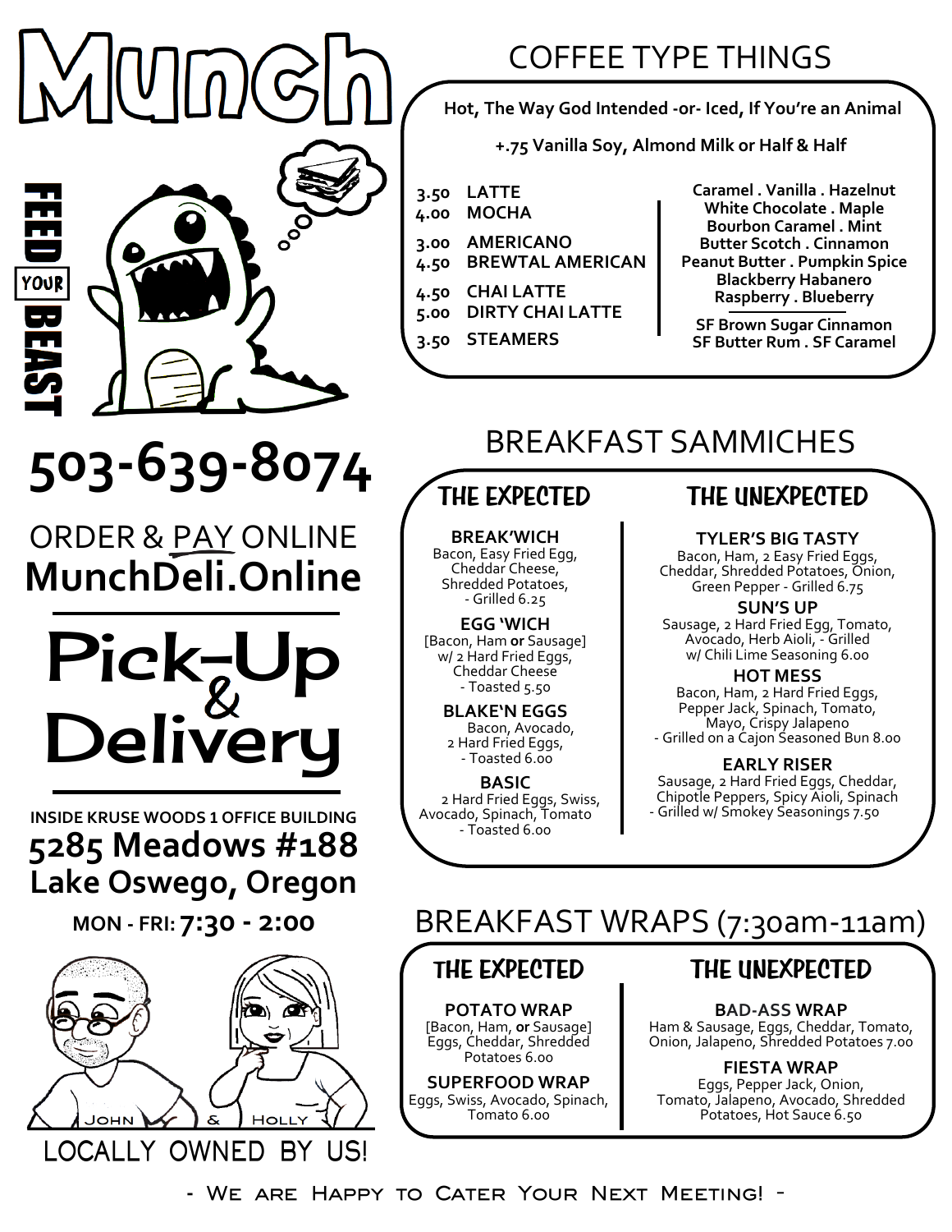# Munch

FEED YOUR BEAST

**503-639-8074**

ORDER & PAY ONLINE
**MunchDeli.Online**

**Pick-Up & Delivery**

**INSIDE KRUSE WOODS 1 OFFICE BUILDING**
**5285 Meadows #188**
**Lake Oswego, Oregon**

**MON - FRI: 7:30 - 2:00**

JOHN & HOLLY

LOCALLY OWNED BY US!

## COFFEE TYPE THINGS

**Hot, The Way God Intended -or- Iced, If You're an Animal**

**+.75 Vanilla Soy, Almond Milk or Half & Half**

- **3.50 LATTE**
- **4.00 MOCHA**
- **3.00 AMERICANO**
- **4.50 BREWTAL AMERICAN**
- **4.50 CHAI LATTE**
- **5.00 DIRTY CHAI LATTE**
- **3.50 STEAMERS**

**Caramel . Vanilla . Hazelnut**
**White Chocolate . Maple**
**Bourbon Caramel . Mint**
**Butter Scotch . Cinnamon**
**Peanut Butter . Pumpkin Spice**
**Blackberry Habanero**
**Raspberry . Blueberry**

**SF Brown Sugar Cinnamon**
**SF Butter Rum . SF Caramel**

## BREAKFAST SAMMICHES

### THE EXPECTED

**BREAK'WICH**
Bacon, Easy Fried Egg, Cheddar Cheese, Shredded Potatoes, - Grilled 6.25

**EGG 'WICH**
[Bacon, Ham **or** Sausage] w/ 2 Hard Fried Eggs, Cheddar Cheese - Toasted 5.50

**BLAKE'N EGGS**
Bacon, Avocado, 2 Hard Fried Eggs, - Toasted 6.00

**BASIC**
2 Hard Fried Eggs, Swiss, Avocado, Spinach, Tomato - Toasted 6.00

### THE UNEXPECTED

**TYLER'S BIG TASTY**
Bacon, Ham, 2 Easy Fried Eggs, Cheddar, Shredded Potatoes, Onion, Green Pepper - Grilled 6.75

**SUN'S UP**
Sausage, 2 Hard Fried Egg, Tomato, Avocado, Herb Aioli, - Grilled w/ Chili Lime Seasoning 6.00

**HOT MESS**
Bacon, Ham, 2 Hard Fried Eggs, Pepper Jack, Spinach, Tomato, Mayo, Crispy Jalapeno - Grilled on a Cajon Seasoned Bun 8.00

**EARLY RISER**
Sausage, 2 Hard Fried Eggs, Cheddar, Chipotle Peppers, Spicy Aioli, Spinach - Grilled w/ Smokey Seasonings 7.50

## BREAKFAST WRAPS (7:30am-11am)

### THE EXPECTED

**POTATO WRAP**
[Bacon, Ham, **or** Sausage] Eggs, Cheddar, Shredded Potatoes 6.00

**SUPERFOOD WRAP**
Eggs, Swiss, Avocado, Spinach, Tomato 6.00

### THE UNEXPECTED

**BAD-ASS WRAP**
Ham & Sausage, Eggs, Cheddar, Tomato, Onion, Jalapeno, Shredded Potatoes 7.00

**FIESTA WRAP**
Eggs, Pepper Jack, Onion, Tomato, Jalapeno, Avocado, Shredded Potatoes, Hot Sauce 6.50

- We are Happy to Cater Your Next Meeting! -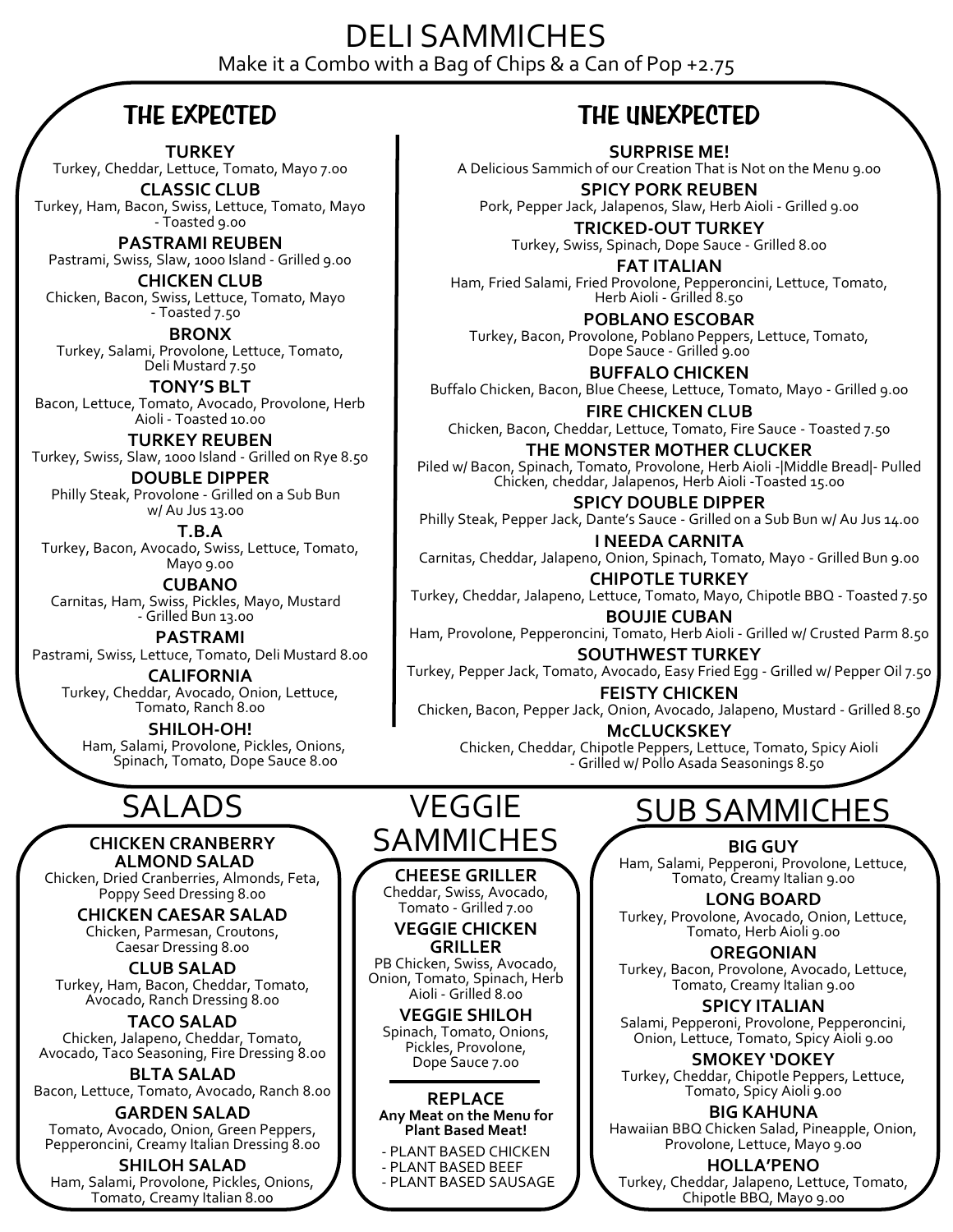# DELI SAMMICHES

Make it a Combo with a Bag of Chips & a Can of Pop +2.75

## THE EXPECTED

**TURKEY**
Turkey, Cheddar, Lettuce, Tomato, Mayo 7.00

**CLASSIC CLUB**
Turkey, Ham, Bacon, Swiss, Lettuce, Tomato, Mayo - Toasted 9.00

**PASTRAMI REUBEN**
Pastrami, Swiss, Slaw, 1000 Island - Grilled 9.00

**CHICKEN CLUB**
Chicken, Bacon, Swiss, Lettuce, Tomato, Mayo - Toasted 7.50

**BRONX**
Turkey, Salami, Provolone, Lettuce, Tomato, Deli Mustard 7.50

**TONY'S BLT**
Bacon, Lettuce, Tomato, Avocado, Provolone, Herb Aioli - Toasted 10.00

**TURKEY REUBEN**
Turkey, Swiss, Slaw, 1000 Island - Grilled on Rye 8.50

**DOUBLE DIPPER**
Philly Steak, Provolone - Grilled on a Sub Bun w/ Au Jus 13.00

**T.B.A**
Turkey, Bacon, Avocado, Swiss, Lettuce, Tomato, Mayo 9.00

**CUBANO**
Carnitas, Ham, Swiss, Pickles, Mayo, Mustard - Grilled Bun 13.00

**PASTRAMI**
Pastrami, Swiss, Lettuce, Tomato, Deli Mustard 8.00

**CALIFORNIA**
Turkey, Cheddar, Avocado, Onion, Lettuce, Tomato, Ranch 8.00

**SHILOH-OH!**
Ham, Salami, Provolone, Pickles, Onions, Spinach, Tomato, Dope Sauce 8.00

## THE UNEXPECTED

**SURPRISE ME!**
A Delicious Sammich of our Creation That is Not on the Menu 9.00

**SPICY PORK REUBEN**
Pork, Pepper Jack, Jalapenos, Slaw, Herb Aioli - Grilled 9.00

**TRICKED-OUT TURKEY**
Turkey, Swiss, Spinach, Dope Sauce - Grilled 8.00

**FAT ITALIAN**
Ham, Fried Salami, Fried Provolone, Pepperoncini, Lettuce, Tomato, Herb Aioli - Grilled 8.50

**POBLANO ESCOBAR**
Turkey, Bacon, Provolone, Poblano Peppers, Lettuce, Tomato, Dope Sauce - Grilled 9.00

**BUFFALO CHICKEN**
Buffalo Chicken, Bacon, Blue Cheese, Lettuce, Tomato, Mayo - Grilled 9.00

**FIRE CHICKEN CLUB**
Chicken, Bacon, Cheddar, Lettuce, Tomato, Fire Sauce - Toasted 7.50

**THE MONSTER MOTHER CLUCKER**
Piled w/ Bacon, Spinach, Tomato, Provolone, Herb Aioli -|Middle Bread|- Pulled Chicken, cheddar, Jalapenos, Herb Aioli -Toasted 15.00

**SPICY DOUBLE DIPPER**
Philly Steak, Pepper Jack, Dante's Sauce - Grilled on a Sub Bun w/ Au Jus 14.00

**I NEEDA CARNITA**
Carnitas, Cheddar, Jalapeno, Onion, Spinach, Tomato, Mayo - Grilled Bun 9.00

**CHIPOTLE TURKEY**
Turkey, Cheddar, Jalapeno, Lettuce, Tomato, Mayo, Chipotle BBQ - Toasted 7.50

**BOUJIE CUBAN**
Ham, Provolone, Pepperoncini, Tomato, Herb Aioli - Grilled w/ Crusted Parm 8.50

**SOUTHWEST TURKEY**
Turkey, Pepper Jack, Tomato, Avocado, Easy Fried Egg - Grilled w/ Pepper Oil 7.50

**FEISTY CHICKEN**
Chicken, Bacon, Pepper Jack, Onion, Avocado, Jalapeno, Mustard - Grilled 8.50

**McCLUCKSKEY**
Chicken, Cheddar, Chipotle Peppers, Lettuce, Tomato, Spicy Aioli - Grilled w/ Pollo Asada Seasonings 8.50

# SALADS

**CHICKEN CRANBERRY ALMOND SALAD**
Chicken, Dried Cranberries, Almonds, Feta, Poppy Seed Dressing 8.00

**CHICKEN CAESAR SALAD**
Chicken, Parmesan, Croutons, Caesar Dressing 8.00

**CLUB SALAD**
Turkey, Ham, Bacon, Cheddar, Tomato, Avocado, Ranch Dressing 8.00

**TACO SALAD**
Chicken, Jalapeno, Cheddar, Tomato, Avocado, Taco Seasoning, Fire Dressing 8.00

**BLTA SALAD**
Bacon, Lettuce, Tomato, Avocado, Ranch 8.00

**GARDEN SALAD**
Tomato, Avocado, Onion, Green Peppers, Pepperoncini, Creamy Italian Dressing 8.00

**SHILOH SALAD**
Ham, Salami, Provolone, Pickles, Onions, Tomato, Creamy Italian 8.00

# VEGGIE SAMMICHES

**CHEESE GRILLER**
Cheddar, Swiss, Avocado, Tomato - Grilled 7.00

**VEGGIE CHICKEN GRILLER**
PB Chicken, Swiss, Avocado, Onion, Tomato, Spinach, Herb Aioli - Grilled 8.00

**VEGGIE SHILOH**
Spinach, Tomato, Onions, Pickles, Provolone, Dope Sauce 7.00

**REPLACE**
**Any Meat on the Menu for Plant Based Meat!**

- PLANT BASED CHICKEN
- PLANT BASED BEEF
- PLANT BASED SAUSAGE

# SUB SAMMICHES

**BIG GUY**
Ham, Salami, Pepperoni, Provolone, Lettuce, Tomato, Creamy Italian 9.00

**LONG BOARD**
Turkey, Provolone, Avocado, Onion, Lettuce, Tomato, Herb Aioli 9.00

**OREGONIAN**
Turkey, Bacon, Provolone, Avocado, Lettuce, Tomato, Creamy Italian 9.00

**SPICY ITALIAN**
Salami, Pepperoni, Provolone, Pepperoncini, Onion, Lettuce, Tomato, Spicy Aioli 9.00

**SMOKEY 'DOKEY**
Turkey, Cheddar, Chipotle Peppers, Lettuce, Tomato, Spicy Aioli 9.00

**BIG KAHUNA**
Hawaiian BBQ Chicken Salad, Pineapple, Onion, Provolone, Lettuce, Mayo 9.00

**HOLLA'PENO**
Turkey, Cheddar, Jalapeno, Lettuce, Tomato, Chipotle BBQ, Mayo 9.00